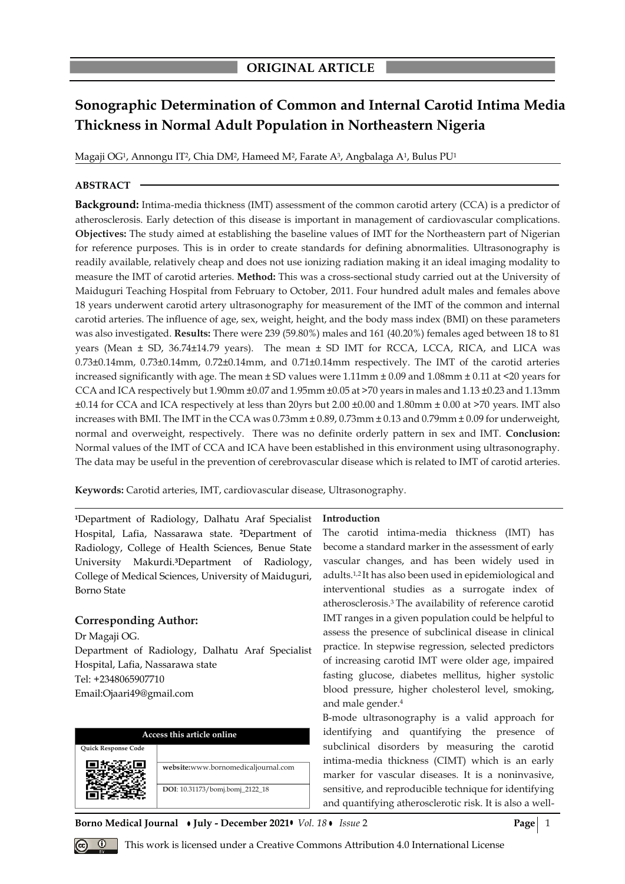ORIGINAL ARTICLE

# Sonographic Determination of Common and Internal Carotid Intima Media Thickness in Normal Adult Population in Northeastern Nigeria

Magaji OG[1], Annongu IT[2], Chia DM[2], Hameed M[2], Farate A[3], Angbalaga A[1], Bulus PU[1]

## ABSTRACT

**Background:** Intima-media thickness (IMT) assessment of the common carotid artery (CCA) is a predictor of atherosclerosis. Early detection of this disease is important in management of cardiovascular complications. **Objectives:** The study aimed at establishing the baseline values of IMT for the Northeastern part of Nigerian for reference purposes. This is in order to create standards for defining abnormalities. Ultrasonography is readily available, relatively cheap and does not use ionizing radiation making it an ideal imaging modality to measure the IMT of carotid arteries. **Method:** This was a cross-sectional study carried out at the University of Maiduguri Teaching Hospital from February to October, 2011. Four hundred adult males and females above 18 years underwent carotid artery ultrasonography for measurement of the IMT of the common and internal carotid arteries. The influence of age, sex, weight, height, and the body mass index (BMI) on these parameters was also investigated. **Results:** There were 239 (59.80%) males and 161 (40.20%) females aged between 18 to 81 years (Mean ± SD, 36.74±14.79 years). The mean ± SD IMT for RCCA, LCCA, RICA, and LICA was 0.73±0.14mm, 0.73±0.14mm, 0.72±0.14mm, and 0.71±0.14mm respectively. The IMT of the carotid arteries increased significantly with age. The mean ± SD values were 1.11mm ± 0.09 and 1.08mm ± 0.11 at <20 years for CCA and ICA respectively but 1.90mm ±0.07 and 1.95mm ±0.05 at >70 years in males and 1.13 ±0.23 and 1.13mm ±0.14 for CCA and ICA respectively at less than 20yrs but 2.00 ±0.00 and 1.80mm ± 0.00 at >70 years. IMT also increases with BMI. The IMT in the CCA was 0.73mm ± 0.89, 0.73mm ± 0.13 and 0.79mm ± 0.09 for underweight, normal and overweight, respectively. There was no definite orderly pattern in sex and IMT. **Conclusion:** Normal values of the IMT of CCA and ICA have been established in this environment using ultrasonography. The data may be useful in the prevention of cerebrovascular disease which is related to IMT of carotid arteries.

**Keywords:** Carotid arteries, IMT, cardiovascular disease, Ultrasonography.

[1]Department of Radiology, Dalhatu Araf Specialist Hospital, Lafia, Nassarawa state. [2]Department of Radiology, College of Health Sciences, Benue State University Makurdi. [3]Department of Radiology, College of Medical Sciences, University of Maiduguri, Borno State

## Corresponding Author:

Dr Magaji OG.
Department of Radiology, Dalhatu Araf Specialist Hospital, Lafia, Nassarawa state
Tel: +2348065907710
Email:Ojaari49@gmail.com

| Access this article online | |
|---|---|
| Quick Response Code | website:www.bornomedicaljournal.com |
| | DOI: 10.31173/bomj.bomj_2122_18 |

## Introduction

The carotid intima-media thickness (IMT) has become a standard marker in the assessment of early vascular changes, and has been widely used in adults.[1,2] It has also been used in epidemiological and interventional studies as a surrogate index of atherosclerosis.[3] The availability of reference carotid IMT ranges in a given population could be helpful to assess the presence of subclinical disease in clinical practice. In stepwise regression, selected predictors of increasing carotid IMT were older age, impaired fasting glucose, diabetes mellitus, higher systolic blood pressure, higher cholesterol level, smoking, and male gender.[4]

B-mode ultrasonography is a valid approach for identifying and quantifying the presence of subclinical disorders by measuring the carotid intima-media thickness (CIMT) which is an early marker for vascular diseases. It is a noninvasive, sensitive, and reproducible technique for identifying and quantifying atherosclerotic risk. It is also a well-

This work is licensed under a Creative Commons Attribution 4.0 International License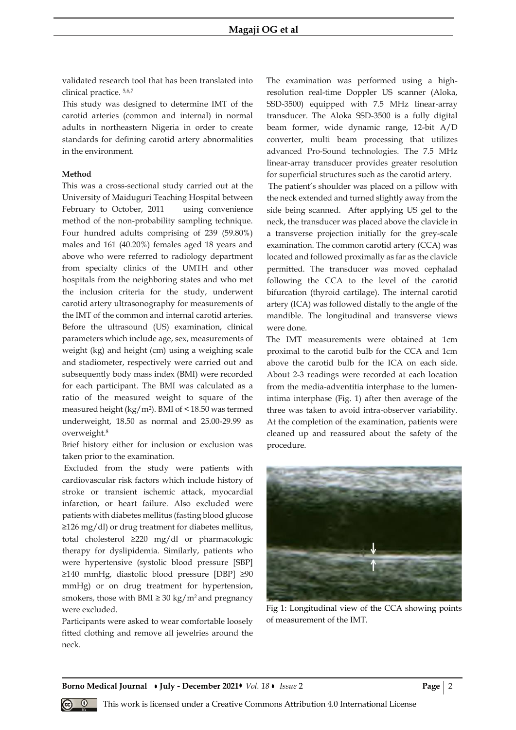validated research tool that has been translated into clinical practice. [5,6,7]

This study was designed to determine IMT of the carotid arteries (common and internal) in normal adults in northeastern Nigeria in order to create standards for defining carotid artery abnormalities in the environment.

**Method**

This was a cross-sectional study carried out at the University of Maiduguri Teaching Hospital between February to October, 2011 using convenience method of the non-probability sampling technique. Four hundred adults comprising of 239 (59.80%) males and 161 (40.20%) females aged 18 years and above who were referred to radiology department from specialty clinics of the UMTH and other hospitals from the neighboring states and who met the inclusion criteria for the study, underwent carotid artery ultrasonography for measurements of the IMT of the common and internal carotid arteries. Before the ultrasound (US) examination, clinical parameters which include age, sex, measurements of weight (kg) and height (cm) using a weighing scale and stadiometer, respectively were carried out and subsequently body mass index (BMI) were recorded for each participant. The BMI was calculated as a ratio of the measured weight to square of the measured height (kg/m$^2$). BMI of < 18.50 was termed underweight, 18.50 as normal and 25.00-29.99 as overweight.[8]

Brief history either for inclusion or exclusion was taken prior to the examination.

Excluded from the study were patients with cardiovascular risk factors which include history of stroke or transient ischemic attack, myocardial infarction, or heart failure. Also excluded were patients with diabetes mellitus (fasting blood glucose ≥126 mg/dl) or drug treatment for diabetes mellitus, total cholesterol ≥220 mg/dl or pharmacologic therapy for dyslipidemia. Similarly, patients who were hypertensive (systolic blood pressure [SBP] ≥140 mmHg, diastolic blood pressure [DBP] ≥90 mmHg) or on drug treatment for hypertension, smokers, those with BMI ≥ 30 kg/m$^2$ and pregnancy were excluded.

Participants were asked to wear comfortable loosely fitted clothing and remove all jewelries around the neck.

The examination was performed using a high-resolution real-time Doppler US scanner (Aloka, SSD-3500) equipped with 7.5 MHz linear-array transducer. The Aloka SSD-3500 is a fully digital beam former, wide dynamic range, 12-bit A/D converter, multi beam processing that utilizes advanced Pro-Sound technologies. The 7.5 MHz linear-array transducer provides greater resolution for superficial structures such as the carotid artery.

The patient's shoulder was placed on a pillow with the neck extended and turned slightly away from the side being scanned. After applying US gel to the neck, the transducer was placed above the clavicle in a transverse projection initially for the grey-scale examination. The common carotid artery (CCA) was located and followed proximally as far as the clavicle permitted. The transducer was moved cephalad following the CCA to the level of the carotid bifurcation (thyroid cartilage). The internal carotid artery (ICA) was followed distally to the angle of the mandible. The longitudinal and transverse views were done.

The IMT measurements were obtained at 1cm proximal to the carotid bulb for the CCA and 1cm above the carotid bulb for the ICA on each side. About 2-3 readings were recorded at each location from the media-adventitia interphase to the lumen-intima interphase (Fig. 1) after then average of the three was taken to avoid intra-observer variability. At the completion of the examination, patients were cleaned up and reassured about the safety of the procedure.

Fig 1: Longitudinal view of the CCA showing points of measurement of the IMT.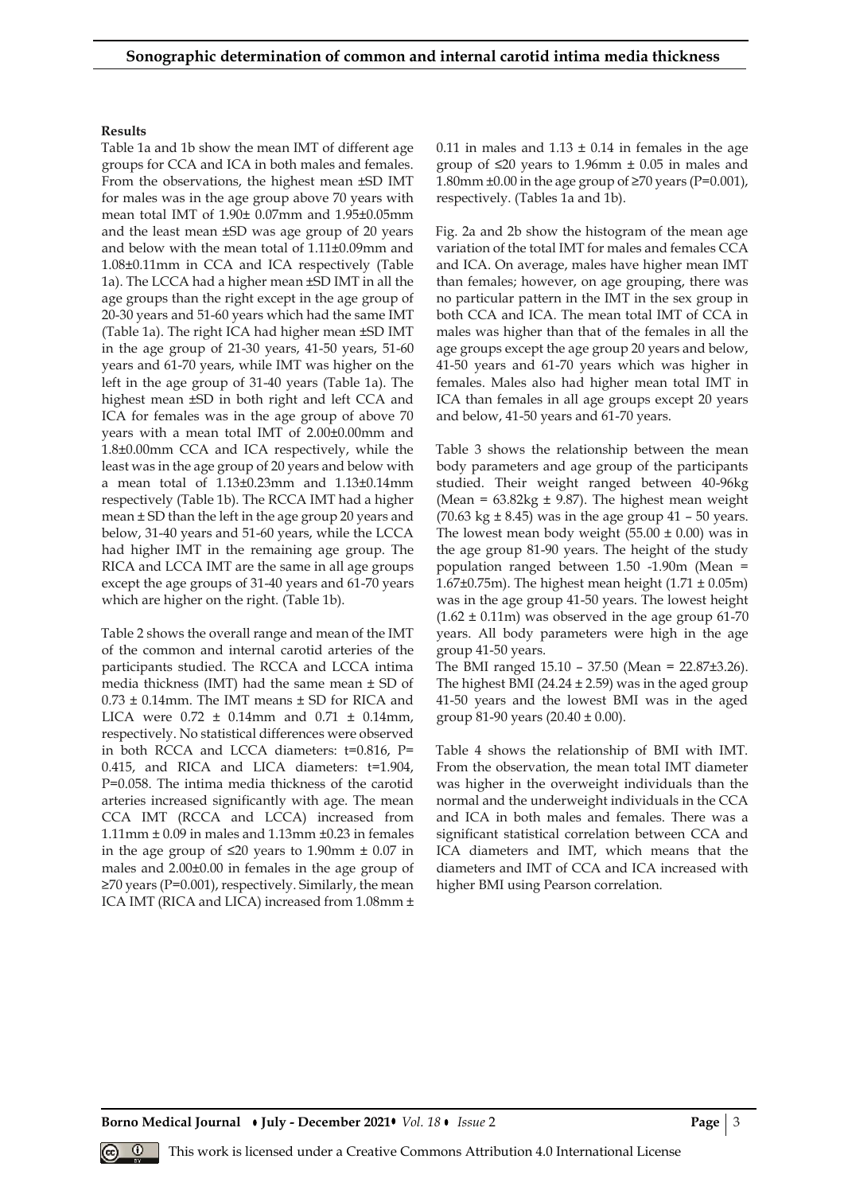## Results

Table 1a and 1b show the mean IMT of different age groups for CCA and ICA in both males and females. From the observations, the highest mean ±SD IMT for males was in the age group above 70 years with mean total IMT of 1.90± 0.07mm and 1.95±0.05mm and the least mean ±SD was age group of 20 years and below with the mean total of 1.11±0.09mm and 1.08±0.11mm in CCA and ICA respectively (Table 1a). The LCCA had a higher mean ±SD IMT in all the age groups than the right except in the age group of 20-30 years and 51-60 years which had the same IMT (Table 1a). The right ICA had higher mean ±SD IMT in the age group of 21-30 years, 41-50 years, 51-60 years and 61-70 years, while IMT was higher on the left in the age group of 31-40 years (Table 1a). The highest mean ±SD in both right and left CCA and ICA for females was in the age group of above 70 years with a mean total IMT of 2.00±0.00mm and 1.8±0.00mm CCA and ICA respectively, while the least was in the age group of 20 years and below with a mean total of 1.13±0.23mm and 1.13±0.14mm respectively (Table 1b). The RCCA IMT had a higher mean ± SD than the left in the age group 20 years and below, 31-40 years and 51-60 years, while the LCCA had higher IMT in the remaining age group. The RICA and LCCA IMT are the same in all age groups except the age groups of 31-40 years and 61-70 years which are higher on the right. (Table 1b).

Table 2 shows the overall range and mean of the IMT of the common and internal carotid arteries of the participants studied. The RCCA and LCCA intima media thickness (IMT) had the same mean ± SD of 0.73 ± 0.14mm. The IMT means ± SD for RICA and LICA were 0.72 ± 0.14mm and 0.71 ± 0.14mm, respectively. No statistical differences were observed in both RCCA and LCCA diameters: t=0.816, P= 0.415, and RICA and LICA diameters: t=1.904, P=0.058. The intima media thickness of the carotid arteries increased significantly with age. The mean CCA IMT (RCCA and LCCA) increased from 1.11mm ± 0.09 in males and 1.13mm ±0.23 in females in the age group of ≤20 years to 1.90mm ± 0.07 in males and 2.00±0.00 in females in the age group of ≥70 years (P=0.001), respectively. Similarly, the mean ICA IMT (RICA and LICA) increased from 1.08mm ± 0.11 in males and 1.13 ± 0.14 in females in the age group of ≤20 years to 1.96mm ± 0.05 in males and 1.80mm ±0.00 in the age group of ≥70 years (P=0.001), respectively. (Tables 1a and 1b).

Fig. 2a and 2b show the histogram of the mean age variation of the total IMT for males and females CCA and ICA. On average, males have higher mean IMT than females; however, on age grouping, there was no particular pattern in the IMT in the sex group in both CCA and ICA. The mean total IMT of CCA in males was higher than that of the females in all the age groups except the age group 20 years and below, 41-50 years and 61-70 years which was higher in females. Males also had higher mean total IMT in ICA than females in all age groups except 20 years and below, 41-50 years and 61-70 years.

Table 3 shows the relationship between the mean body parameters and age group of the participants studied. Their weight ranged between 40-96kg (Mean = 63.82kg ± 9.87). The highest mean weight (70.63 kg ± 8.45) was in the age group 41 – 50 years. The lowest mean body weight (55.00 ± 0.00) was in the age group 81-90 years. The height of the study population ranged between 1.50 -1.90m (Mean = 1.67±0.75m). The highest mean height (1.71 ± 0.05m) was in the age group 41-50 years. The lowest height (1.62 ± 0.11m) was observed in the age group 61-70 years. All body parameters were high in the age group 41-50 years.

The BMI ranged 15.10 – 37.50 (Mean = 22.87±3.26). The highest BMI (24.24 ± 2.59) was in the aged group 41-50 years and the lowest BMI was in the aged group 81-90 years (20.40 ± 0.00).

Table 4 shows the relationship of BMI with IMT. From the observation, the mean total IMT diameter was higher in the overweight individuals than the normal and the underweight individuals in the CCA and ICA in both males and females. There was a significant statistical correlation between CCA and ICA diameters and IMT, which means that the diameters and IMT of CCA and ICA increased with higher BMI using Pearson correlation.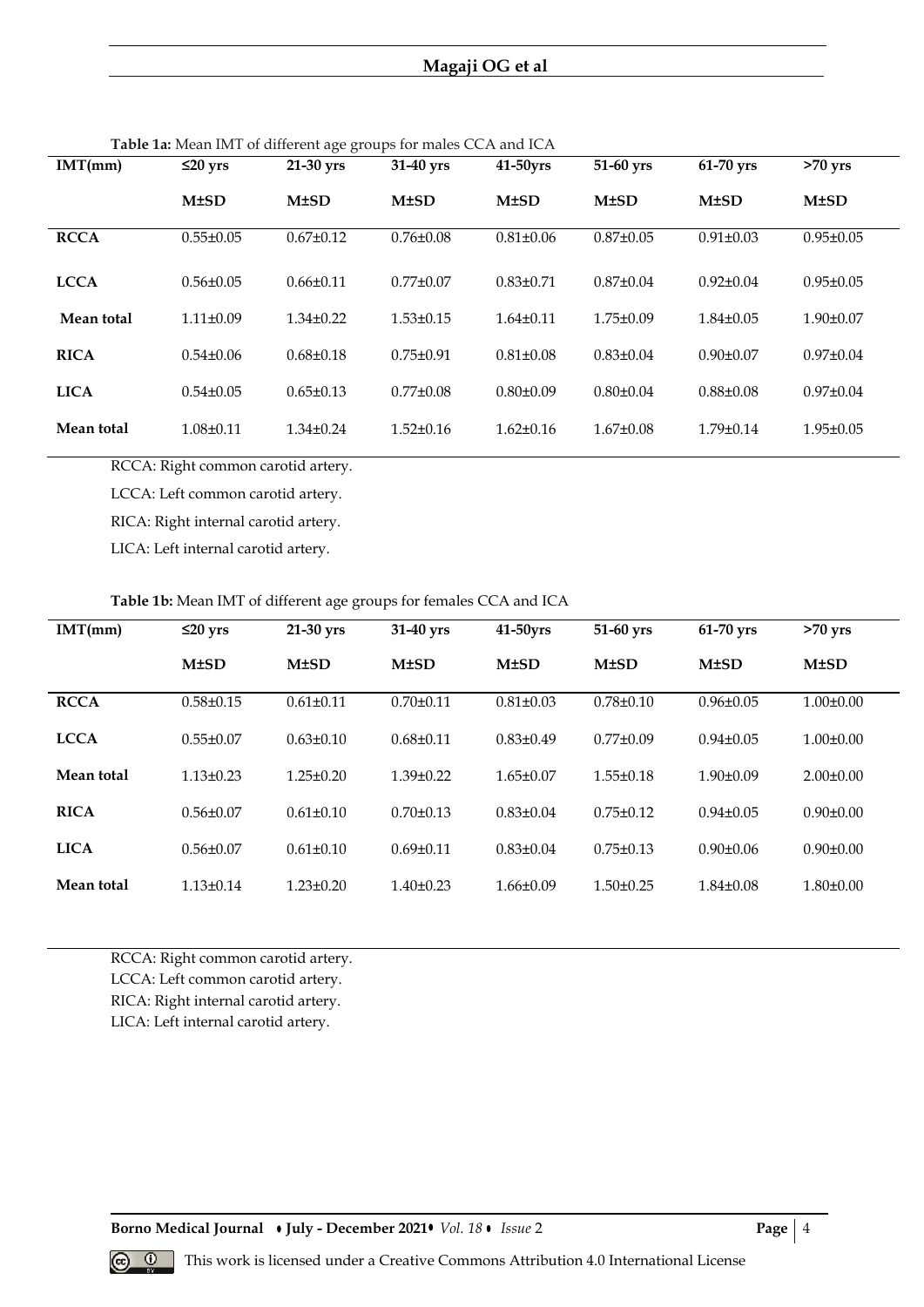**Table 1a:** Mean IMT of different age groups for males CCA and ICA

| IMT(mm) | ≤20 yrs | 21-30 yrs | 31-40 yrs | 41-50yrs | 51-60 yrs | 61-70 yrs | >70 yrs |
|---|---|---|---|---|---|---|---|
| | M±SD | M±SD | M±SD | M±SD | M±SD | M±SD | M±SD |
| **RCCA** | 0.55±0.05 | 0.67±0.12 | 0.76±0.08 | 0.81±0.06 | 0.87±0.05 | 0.91±0.03 | 0.95±0.05 |
| **LCCA** | 0.56±0.05 | 0.66±0.11 | 0.77±0.07 | 0.83±0.71 | 0.87±0.04 | 0.92±0.04 | 0.95±0.05 |
| **Mean total** | 1.11±0.09 | 1.34±0.22 | 1.53±0.15 | 1.64±0.11 | 1.75±0.09 | 1.84±0.05 | 1.90±0.07 |
| **RICA** | 0.54±0.06 | 0.68±0.18 | 0.75±0.91 | 0.81±0.08 | 0.83±0.04 | 0.90±0.07 | 0.97±0.04 |
| **LICA** | 0.54±0.05 | 0.65±0.13 | 0.77±0.08 | 0.80±0.09 | 0.80±0.04 | 0.88±0.08 | 0.97±0.04 |
| **Mean total** | 1.08±0.11 | 1.34±0.24 | 1.52±0.16 | 1.62±0.16 | 1.67±0.08 | 1.79±0.14 | 1.95±0.05 |

RCCA: Right common carotid artery.

LCCA: Left common carotid artery.

RICA: Right internal carotid artery.

LICA: Left internal carotid artery.

**Table 1b:** Mean IMT of different age groups for females CCA and ICA

| IMT(mm) | ≤20 yrs | 21-30 yrs | 31-40 yrs | 41-50yrs | 51-60 yrs | 61-70 yrs | >70 yrs |
|---|---|---|---|---|---|---|---|
| | M±SD | M±SD | M±SD | M±SD | M±SD | M±SD | M±SD |
| **RCCA** | 0.58±0.15 | 0.61±0.11 | 0.70±0.11 | 0.81±0.03 | 0.78±0.10 | 0.96±0.05 | 1.00±0.00 |
| **LCCA** | 0.55±0.07 | 0.63±0.10 | 0.68±0.11 | 0.83±0.49 | 0.77±0.09 | 0.94±0.05 | 1.00±0.00 |
| **Mean total** | 1.13±0.23 | 1.25±0.20 | 1.39±0.22 | 1.65±0.07 | 1.55±0.18 | 1.90±0.09 | 2.00±0.00 |
| **RICA** | 0.56±0.07 | 0.61±0.10 | 0.70±0.13 | 0.83±0.04 | 0.75±0.12 | 0.94±0.05 | 0.90±0.00 |
| **LICA** | 0.56±0.07 | 0.61±0.10 | 0.69±0.11 | 0.83±0.04 | 0.75±0.13 | 0.90±0.06 | 0.90±0.00 |
| **Mean total** | 1.13±0.14 | 1.23±0.20 | 1.40±0.23 | 1.66±0.09 | 1.50±0.25 | 1.84±0.08 | 1.80±0.00 |

RCCA: Right common carotid artery.
LCCA: Left common carotid artery.
RICA: Right internal carotid artery.
LICA: Left internal carotid artery.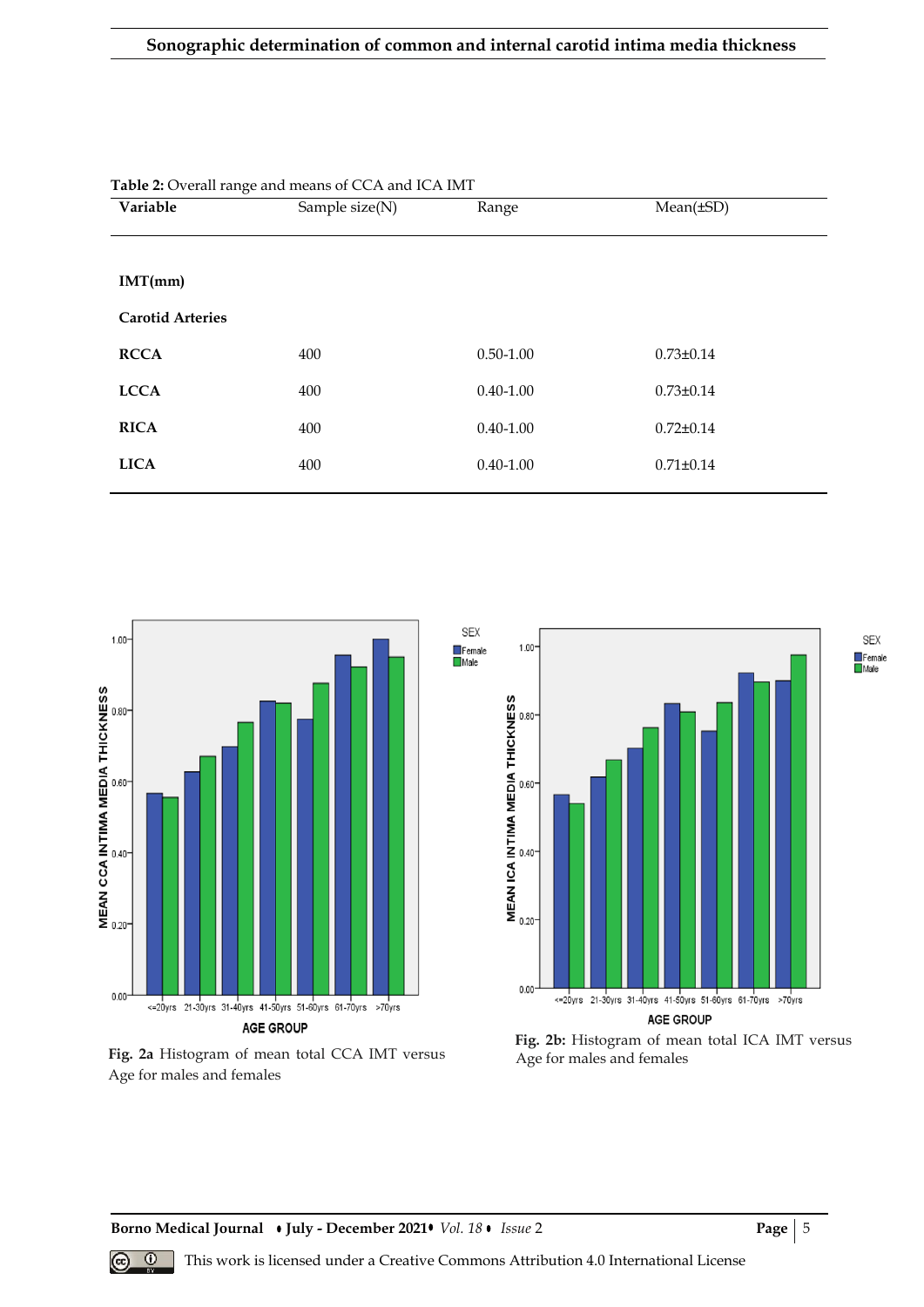Table 2: Overall range and means of CCA and ICA IMT

| Variable | Sample size(N) | Range | Mean(±SD) |
|---|---|---|---|
| **IMT(mm)** | | | |
| **Carotid Arteries** | | | |
| **RCCA** | 400 | 0.50-1.00 | 0.73±0.14 |
| **LCCA** | 400 | 0.40-1.00 | 0.73±0.14 |
| **RICA** | 400 | 0.40-1.00 | 0.72±0.14 |
| **LICA** | 400 | 0.40-1.00 | 0.71±0.14 |

**Fig. 2a** Histogram of mean total CCA IMT versus Age for males and females

**Fig. 2b:** Histogram of mean total ICA IMT versus Age for males and females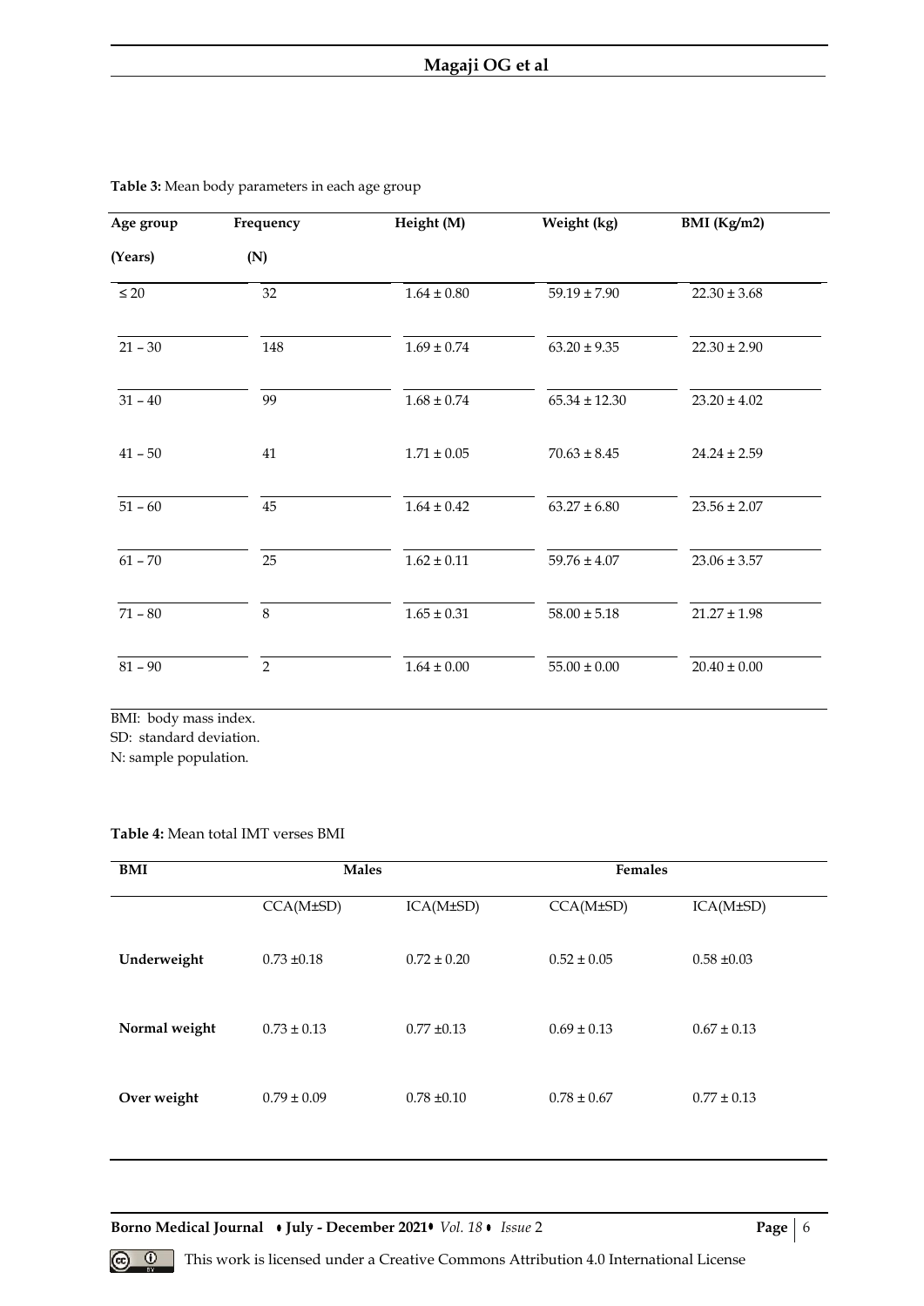**Table 3:** Mean body parameters in each age group

| Age group (Years) | Frequency (N) | Height (M) | Weight (kg) | BMI (Kg/m2) |
|---|---|---|---|---|
| ≤ 20 | 32 | 1.64 ± 0.80 | 59.19 ± 7.90 | 22.30 ± 3.68 |
| 21 – 30 | 148 | 1.69 ± 0.74 | 63.20 ± 9.35 | 22.30 ± 2.90 |
| 31 – 40 | 99 | 1.68 ± 0.74 | 65.34 ± 12.30 | 23.20 ± 4.02 |
| 41 – 50 | 41 | 1.71 ± 0.05 | 70.63 ± 8.45 | 24.24 ± 2.59 |
| 51 – 60 | 45 | 1.64 ± 0.42 | 63.27 ± 6.80 | 23.56 ± 2.07 |
| 61 – 70 | 25 | 1.62 ± 0.11 | 59.76 ± 4.07 | 23.06 ± 3.57 |
| 71 – 80 | 8 | 1.65 ± 0.31 | 58.00 ± 5.18 | 21.27 ± 1.98 |
| 81 – 90 | 2 | 1.64 ± 0.00 | 55.00 ± 0.00 | 20.40 ± 0.00 |

BMI: body mass index.
SD: standard deviation.
N: sample population.

**Table 4:** Mean total IMT verses BMI

| BMI | Males | | Females | |
|---|---|---|---|---|
| | CCA(M±SD) | ICA(M±SD) | CCA(M±SD) | ICA(M±SD) |
| **Underweight** | 0.73 ±0.18 | 0.72 ± 0.20 | 0.52 ± 0.05 | 0.58 ±0.03 |
| **Normal weight** | 0.73 ± 0.13 | 0.77 ±0.13 | 0.69 ± 0.13 | 0.67 ± 0.13 |
| **Over weight** | 0.79 ± 0.09 | 0.78 ±0.10 | 0.78 ± 0.67 | 0.77 ± 0.13 |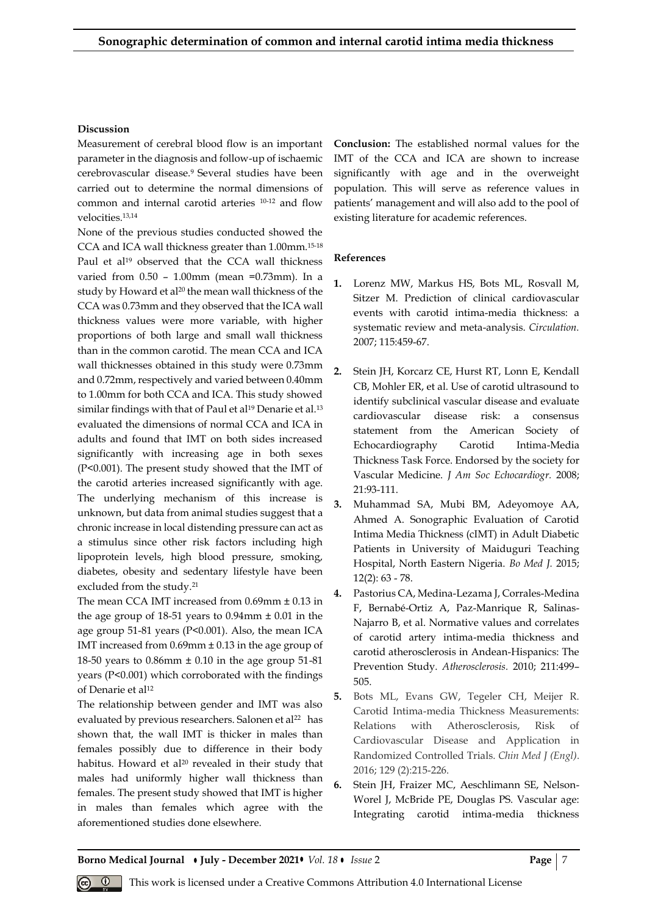### Discussion

Measurement of cerebral blood flow is an important parameter in the diagnosis and follow-up of ischaemic cerebrovascular disease.[9] Several studies have been carried out to determine the normal dimensions of common and internal carotid arteries [10-12] and flow velocities.[13,14]

None of the previous studies conducted showed the CCA and ICA wall thickness greater than 1.00mm.[15-18] Paul et al[19] observed that the CCA wall thickness varied from 0.50 – 1.00mm (mean =0.73mm). In a study by Howard et al[20] the mean wall thickness of the CCA was 0.73mm and they observed that the ICA wall thickness values were more variable, with higher proportions of both large and small wall thickness than in the common carotid. The mean CCA and ICA wall thicknesses obtained in this study were 0.73mm and 0.72mm, respectively and varied between 0.40mm to 1.00mm for both CCA and ICA. This study showed similar findings with that of Paul et al[19] Denarie et al.[13] evaluated the dimensions of normal CCA and ICA in adults and found that IMT on both sides increased significantly with increasing age in both sexes ($P<0.001$). The present study showed that the IMT of the carotid arteries increased significantly with age. The underlying mechanism of this increase is unknown, but data from animal studies suggest that a chronic increase in local distending pressure can act as a stimulus since other risk factors including high lipoprotein levels, high blood pressure, smoking, diabetes, obesity and sedentary lifestyle have been excluded from the study.[21]

The mean CCA IMT increased from 0.69mm ± 0.13 in the age group of 18-51 years to 0.94mm ± 0.01 in the age group 51-81 years ($P<0.001$). Also, the mean ICA IMT increased from 0.69mm ± 0.13 in the age group of 18-50 years to 0.86mm ± 0.10 in the age group 51-81 years ($P<0.001$) which corroborated with the findings of Denarie et al[12]

The relationship between gender and IMT was also evaluated by previous researchers. Salonen et al[22] has shown that, the wall IMT is thicker in males than females possibly due to difference in their body habitus. Howard et al[20] revealed in their study that males had uniformly higher wall thickness than females. The present study showed that IMT is higher in males than females which agree with the aforementioned studies done elsewhere.

**Conclusion:** The established normal values for the IMT of the CCA and ICA are shown to increase significantly with age and in the overweight population. This will serve as reference values in patients' management and will also add to the pool of existing literature for academic references.

### References

1. Lorenz MW, Markus HS, Bots ML, Rosvall M, Sitzer M. Prediction of clinical cardiovascular events with carotid intima-media thickness: a systematic review and meta-analysis. *Circulation.* 2007; 115:459-67.
2. Stein JH, Korcarz CE, Hurst RT, Lonn E, Kendall CB, Mohler ER, et al. Use of carotid ultrasound to identify subclinical vascular disease and evaluate cardiovascular disease risk: a consensus statement from the American Society of Echocardiography Carotid Intima-Media Thickness Task Force. Endorsed by the society for Vascular Medicine. *J Am Soc Echocardiogr.* 2008; 21:93-111.
3. Muhammad SA, Mubi BM, Adeyomoye AA, Ahmed A. Sonographic Evaluation of Carotid Intima Media Thickness (cIMT) in Adult Diabetic Patients in University of Maiduguri Teaching Hospital, North Eastern Nigeria. *Bo Med J.* 2015; 12(2): 63 - 78.
4. Pastorius CA, Medina-Lezama J, Corrales-Medina F, Bernabé-Ortiz A, Paz-Manrique R, Salinas-Najarro B, et al. Normative values and correlates of carotid artery intima-media thickness and carotid atherosclerosis in Andean-Hispanics: The Prevention Study. *Atherosclerosis.* 2010; 211:499–505.
5. Bots ML, Evans GW, Tegeler CH, Meijer R. Carotid Intima-media Thickness Measurements: Relations with Atherosclerosis, Risk of Cardiovascular Disease and Application in Randomized Controlled Trials. *Chin Med J (Engl).* 2016; 129 (2):215-226.
6. Stein JH, Fraizer MC, Aeschlimann SE, Nelson-Worel J, McBride PE, Douglas PS. Vascular age: Integrating carotid intima-media thickness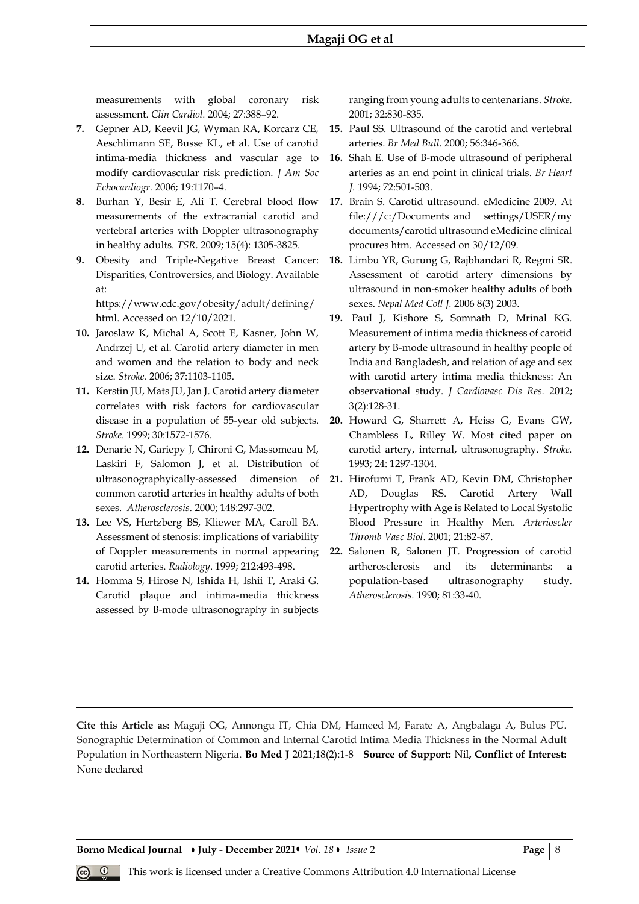measurements with global coronary risk assessment. *Clin Cardiol*. 2004; 27:388–92.

7. Gepner AD, Keevil JG, Wyman RA, Korcarz CE, Aeschlimann SE, Busse KL, et al. Use of carotid intima-media thickness and vascular age to modify cardiovascular risk prediction. *J Am Soc Echocardiogr*. 2006; 19:1170–4.
8. Burhan Y, Besir E, Ali T. Cerebral blood flow measurements of the extracranial carotid and vertebral arteries with Doppler ultrasonography in healthy adults. *TSR*. 2009; 15(4): 1305-3825.
9. Obesity and Triple-Negative Breast Cancer: Disparities, Controversies, and Biology. Available at: https://www.cdc.gov/obesity/adult/defining/html. Accessed on 12/10/2021.
10. Jaroslaw K, Michal A, Scott E, Kasner, John W, Andrzej U, et al. Carotid artery diameter in men and women and the relation to body and neck size. *Stroke*. 2006; 37:1103-1105.
11. Kerstin JU, Mats JU, Jan J. Carotid artery diameter correlates with risk factors for cardiovascular disease in a population of 55-year old subjects. *Stroke*. 1999; 30:1572-1576.
12. Denarie N, Gariepy J, Chironi G, Massomeau M, Laskiri F, Salomon J, et al. Distribution of ultrasonographyically-assessed dimension of common carotid arteries in healthy adults of both sexes. *Atherosclerosis*. 2000; 148:297-302.
13. Lee VS, Hertzberg BS, Kliewer MA, Caroll BA. Assessment of stenosis: implications of variability of Doppler measurements in normal appearing carotid arteries. *Radiology*. 1999; 212:493-498.
14. Homma S, Hirose N, Ishida H, Ishii T, Araki G. Carotid plaque and intima-media thickness assessed by B-mode ultrasonography in subjects ranging from young adults to centenarians. *Stroke*. 2001; 32:830-835.
15. Paul SS. Ultrasound of the carotid and vertebral arteries. *Br Med Bull*. 2000; 56:346-366.
16. Shah E. Use of B-mode ultrasound of peripheral arteries as an end point in clinical trials. *Br Heart J*. 1994; 72:501-503.
17. Brain S. Carotid ultrasound. eMedicine 2009. At file:///c:/Documents and settings/USER/my documents/carotid ultrasound eMedicine clinical procures htm. Accessed on 30/12/09.
18. Limbu YR, Gurung G, Rajbhandari R, Regmi SR. Assessment of carotid artery dimensions by ultrasound in non-smoker healthy adults of both sexes. *Nepal Med Coll J*. 2006 8(3) 2003.
19. Paul J, Kishore S, Somnath D, Mrinal KG. Measurement of intima media thickness of carotid artery by B-mode ultrasound in healthy people of India and Bangladesh, and relation of age and sex with carotid artery intima media thickness: An observational study. *J Cardiovasc Dis Res*. 2012; 3(2):128-31.
20. Howard G, Sharrett A, Heiss G, Evans GW, Chambless L, Rilley W. Most cited paper on carotid artery, internal, ultrasonography. *Stroke*. 1993; 24: 1297-1304.
21. Hirofumi T, Frank AD, Kevin DM, Christopher AD, Douglas RS. Carotid Artery Wall Hypertrophy with Age is Related to Local Systolic Blood Pressure in Healthy Men. *Arterioscler Thromb Vasc Biol*. 2001; 21:82-87.
22. Salonen R, Salonen JT. Progression of carotid artherosclerosis and its determinants: a population-based ultrasonography study. *Atherosclerosis*. 1990; 81:33-40.

**Cite this Article as:** Magaji OG, Annongu IT, Chia DM, Hameed M, Farate A, Angbalaga A, Bulus PU. Sonographic Determination of Common and Internal Carotid Intima Media Thickness in the Normal Adult Population in Northeastern Nigeria. **Bo Med J** 2021;18(2):1-8 **Source of Support:** Nil**, Conflict of Interest:** None declared

This work is licensed under a Creative Commons Attribution 4.0 International License